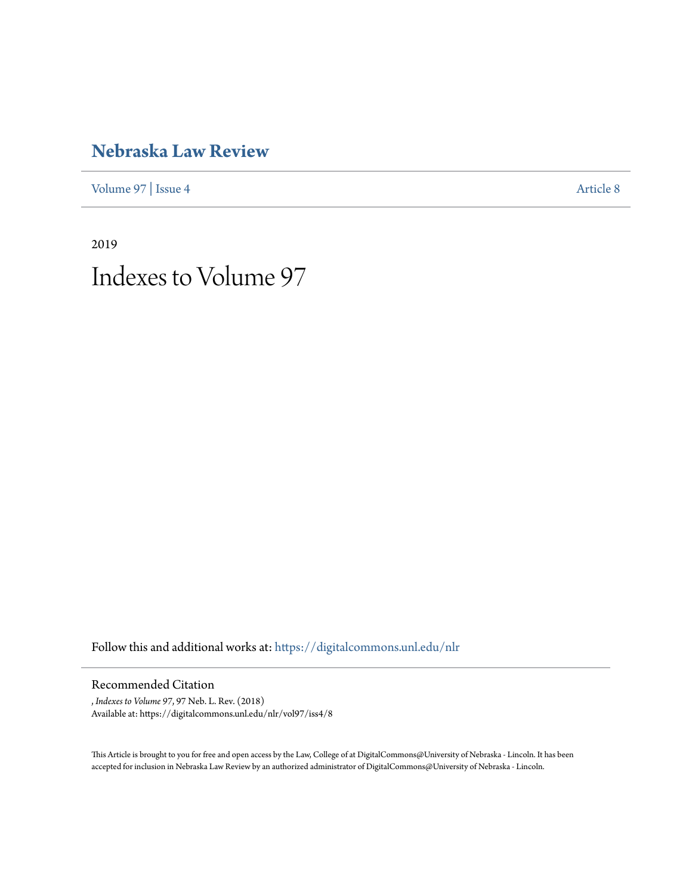# Nebraska Law Review

Volume 97 | Issue 4 Article 8

2019

# Indexes to Volume 97

Follow this and additional works at: https://digitalcommons.unl.edu/nlr

## Recommended Citation

, *Indexes to Volume 97*, 97 Neb. L. Rev. (2018)
Available at: https://digitalcommons.unl.edu/nlr/vol97/iss4/8

This Article is brought to you for free and open access by the Law, College of at DigitalCommons@University of Nebraska - Lincoln. It has been accepted for inclusion in Nebraska Law Review by an authorized administrator of DigitalCommons@University of Nebraska - Lincoln.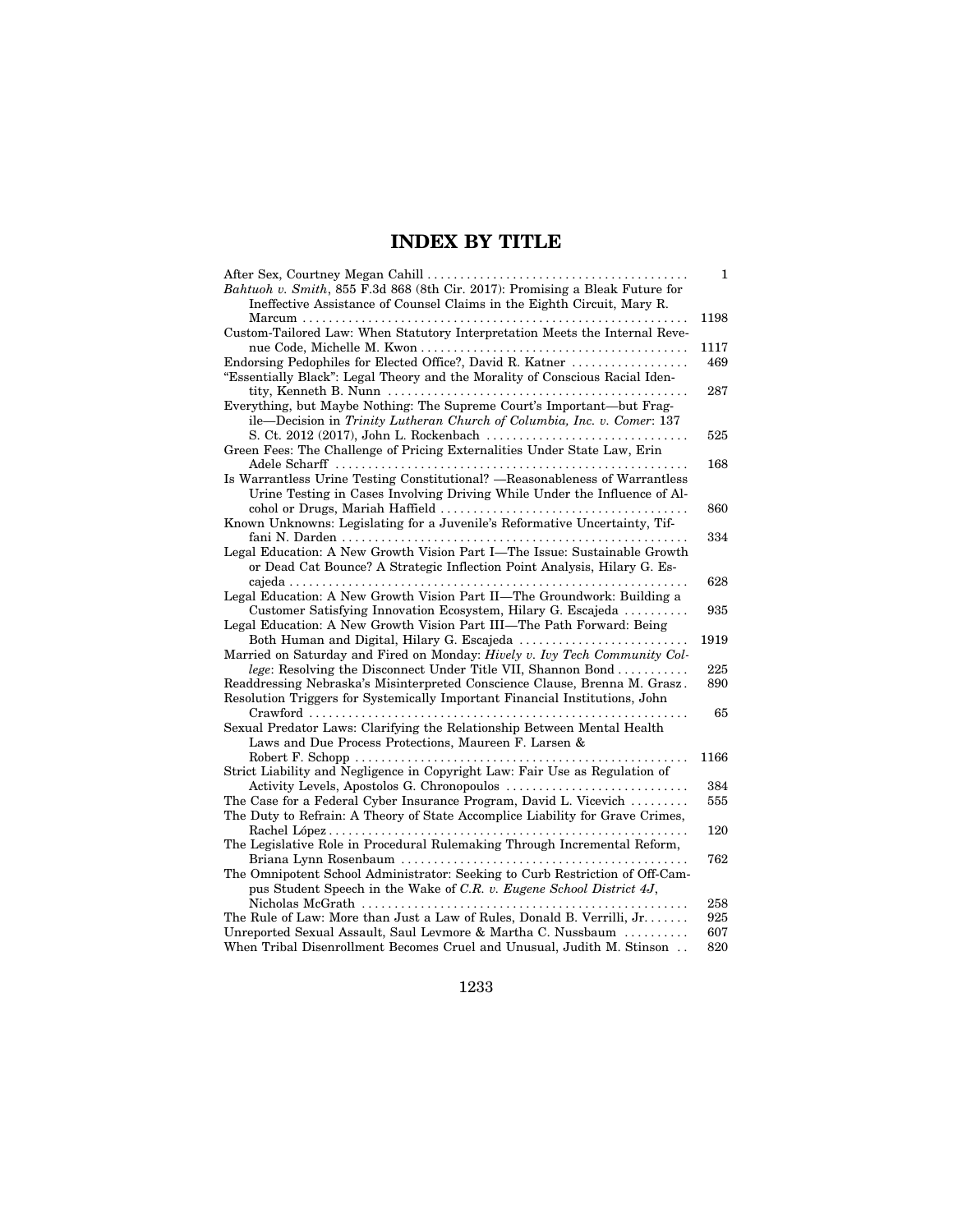# INDEX BY TITLE

| | |
|---|---|
| After Sex, Courtney Megan Cahill | 1 |
| *Bahtuoh v. Smith*, 855 F.3d 868 (8th Cir. 2017): Promising a Bleak Future for Ineffective Assistance of Counsel Claims in the Eighth Circuit, Mary R. Marcum | 1198 |
| Custom-Tailored Law: When Statutory Interpretation Meets the Internal Revenue Code, Michelle M. Kwon | 1117 |
| Endorsing Pedophiles for Elected Office?, David R. Katner | 469 |
| "Essentially Black": Legal Theory and the Morality of Conscious Racial Identity, Kenneth B. Nunn | 287 |
| Everything, but Maybe Nothing: The Supreme Court's Important—but Fragile—Decision in *Trinity Lutheran Church of Columbia, Inc. v. Comer*: 137 S. Ct. 2012 (2017), John L. Rockenbach | 525 |
| Green Fees: The Challenge of Pricing Externalities Under State Law, Erin Adele Scharff | 168 |
| Is Warrantless Urine Testing Constitutional? —Reasonableness of Warrantless Urine Testing in Cases Involving Driving While Under the Influence of Alcohol or Drugs, Mariah Haffield | 860 |
| Known Unknowns: Legislating for a Juvenile's Reformative Uncertainty, Tiffani N. Darden | 334 |
| Legal Education: A New Growth Vision Part I—The Issue: Sustainable Growth or Dead Cat Bounce? A Strategic Inflection Point Analysis, Hilary G. Escajeda | 628 |
| Legal Education: A New Growth Vision Part II—The Groundwork: Building a Customer Satisfying Innovation Ecosystem, Hilary G. Escajeda | 935 |
| Legal Education: A New Growth Vision Part III—The Path Forward: Being Both Human and Digital, Hilary G. Escajeda | 1919 |
| Married on Saturday and Fired on Monday: *Hively v. Ivy Tech Community College*: Resolving the Disconnect Under Title VII, Shannon Bond | 225 |
| Readdressing Nebraska's Misinterpreted Conscience Clause, Brenna M. Grasz | 890 |
| Resolution Triggers for Systemically Important Financial Institutions, John Crawford | 65 |
| Sexual Predator Laws: Clarifying the Relationship Between Mental Health Laws and Due Process Protections, Maureen F. Larsen & Robert F. Schopp | 1166 |
| Strict Liability and Negligence in Copyright Law: Fair Use as Regulation of Activity Levels, Apostolos G. Chronopoulos | 384 |
| The Case for a Federal Cyber Insurance Program, David L. Vicevich | 555 |
| The Duty to Refrain: A Theory of State Accomplice Liability for Grave Crimes, Rachel López | 120 |
| The Legislative Role in Procedural Rulemaking Through Incremental Reform, Briana Lynn Rosenbaum | 762 |
| The Omnipotent School Administrator: Seeking to Curb Restriction of Off-Campus Student Speech in the Wake of *C.R. v. Eugene School District 4J*, Nicholas McGrath | 258 |
| The Rule of Law: More than Just a Law of Rules, Donald B. Verrilli, Jr. | 925 |
| Unreported Sexual Assault, Saul Levmore & Martha C. Nussbaum | 607 |
| When Tribal Disenrollment Becomes Cruel and Unusual, Judith M. Stinson | 820 |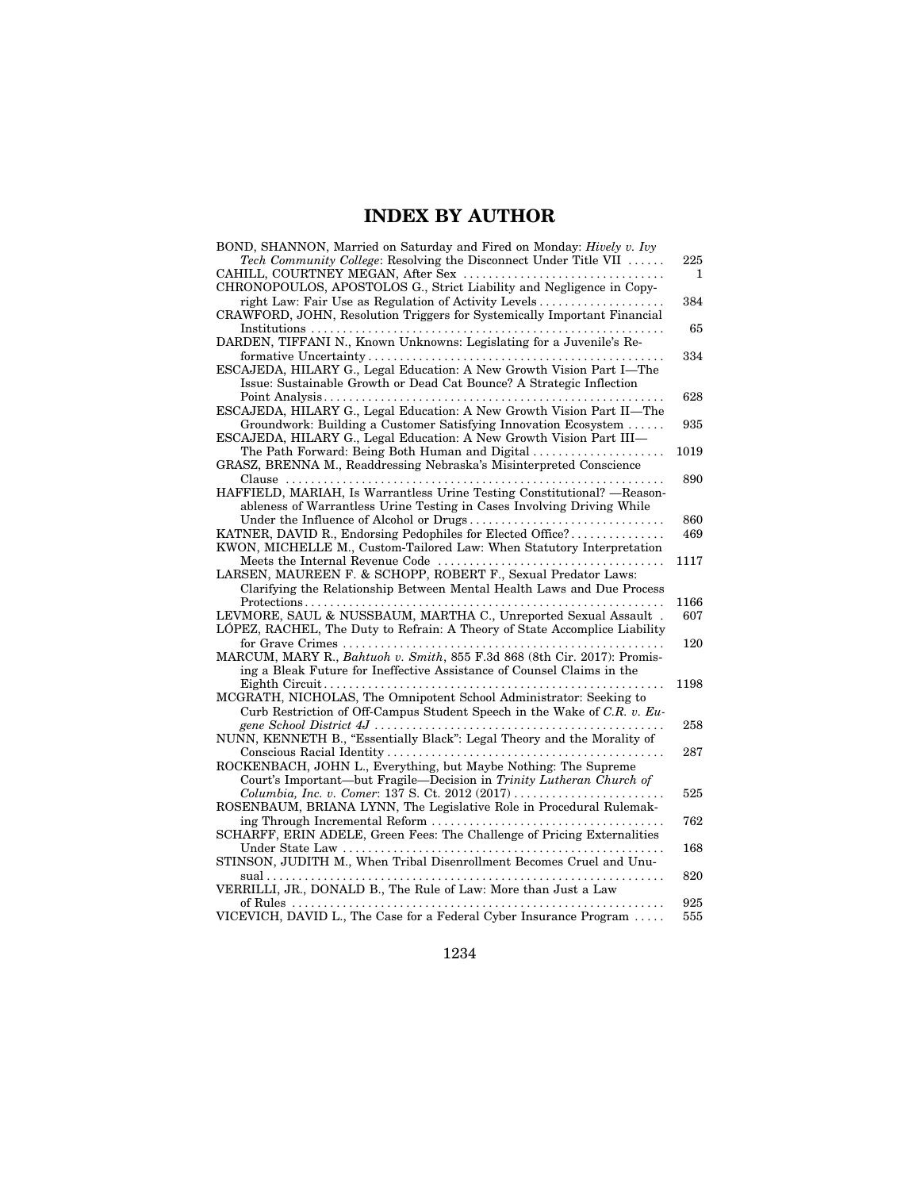# INDEX BY AUTHOR

BOND, SHANNON, Married on Saturday and Fired on Monday: *Hively v. Ivy Tech Community College*: Resolving the Disconnect Under Title VII ...... 225

CAHILL, COURTNEY MEGAN, After Sex ................................ 1

CHRONOPOULOS, APOSTOLOS G., Strict Liability and Negligence in Copyright Law: Fair Use as Regulation of Activity Levels .................... 384

CRAWFORD, JOHN, Resolution Triggers for Systemically Important Financial Institutions ........................................................ 65

DARDEN, TIFFANI N., Known Unknowns: Legislating for a Juvenile's Reformative Uncertainty .............................................. 334

ESCAJEDA, HILARY G., Legal Education: A New Growth Vision Part I—The Issue: Sustainable Growth or Dead Cat Bounce? A Strategic Inflection Point Analysis ..................................................... 628

ESCAJEDA, HILARY G., Legal Education: A New Growth Vision Part II—The Groundwork: Building a Customer Satisfying Innovation Ecosystem ...... 935

ESCAJEDA, HILARY G., Legal Education: A New Growth Vision Part III—The Path Forward: Being Both Human and Digital ..................... 1019

GRASZ, BRENNA M., Readdressing Nebraska's Misinterpreted Conscience Clause ........................................................... 890

HAFFIELD, MARIAH, Is Warrantless Urine Testing Constitutional? —Reasonableness of Warrantless Urine Testing in Cases Involving Driving While Under the Influence of Alcohol or Drugs .............................. 860

KATNER, DAVID R., Endorsing Pedophiles for Elected Office? .............. 469

KWON, MICHELLE M., Custom-Tailored Law: When Statutory Interpretation Meets the Internal Revenue Code ................................... 1117

LARSEN, MAUREEN F. & SCHOPP, ROBERT F., Sexual Predator Laws: Clarifying the Relationship Between Mental Health Laws and Due Process Protections ........................................................ 1166

LEVMORE, SAUL & NUSSBAUM, MARTHA C., Unreported Sexual Assault . 607

LÓPEZ, RACHEL, The Duty to Refrain: A Theory of State Accomplice Liability for Grave Crimes .................................................. 120

MARCUM, MARY R., *Bahtuoh v. Smith*, 855 F.3d 868 (8th Cir. 2017): Promising a Bleak Future for Ineffective Assistance of Counsel Claims in the Eighth Circuit ...................................................... 1198

MCGRATH, NICHOLAS, The Omnipotent School Administrator: Seeking to Curb Restriction of Off-Campus Student Speech in the Wake of *C.R. v. Eugene School District 4J* ............................................. 258

NUNN, KENNETH B., "Essentially Black": Legal Theory and the Morality of Conscious Racial Identity ........................................... 287

ROCKENBACH, JOHN L., Everything, but Maybe Nothing: The Supreme Court's Important—but Fragile—Decision in *Trinity Lutheran Church of Columbia, Inc. v. Comer*: 137 S. Ct. 2012 (2017) ........................ 525

ROSENBAUM, BRIANA LYNN, The Legislative Role in Procedural Rulemaking Through Incremental Reform .................................... 762

SCHARFF, ERIN ADELE, Green Fees: The Challenge of Pricing Externalities Under State Law .................................................. 168

STINSON, JUDITH M., When Tribal Disenrollment Becomes Cruel and Unusual ............................................................... 820

VERRILLI, JR., DONALD B., The Rule of Law: More than Just a Law of Rules .......................................................... 925

VICEVICH, DAVID L., The Case for a Federal Cyber Insurance Program ..... 555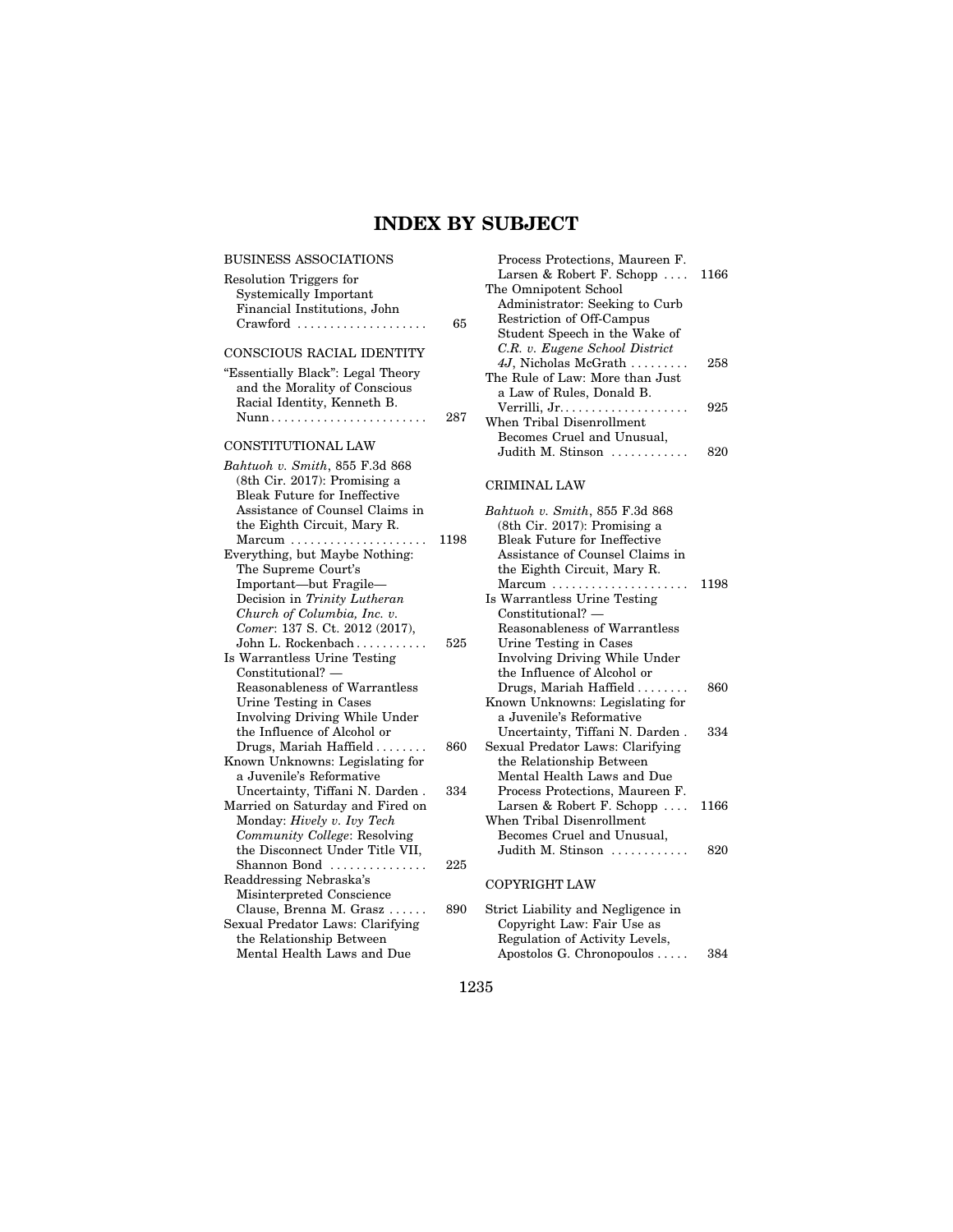# INDEX BY SUBJECT

## BUSINESS ASSOCIATIONS

Resolution Triggers for Systemically Important Financial Institutions, John Crawford . . . . . . . . . . 65

## CONSCIOUS RACIAL IDENTITY

"Essentially Black": Legal Theory and the Morality of Conscious Racial Identity, Kenneth B. Nunn . . . . . . . . . . 287

## CONSTITUTIONAL LAW

*Bahtuoh v. Smith*, 855 F.3d 868 (8th Cir. 2017): Promising a Bleak Future for Ineffective Assistance of Counsel Claims in the Eighth Circuit, Mary R. Marcum . . . . . . . . . . 1198

Everything, but Maybe Nothing: The Supreme Court's Important—but Fragile—Decision in *Trinity Lutheran Church of Columbia, Inc. v. Comer*: 137 S. Ct. 2012 (2017), John L. Rockenbach . . . . . . . . . . 525

Is Warrantless Urine Testing Constitutional? — Reasonableness of Warrantless Urine Testing in Cases Involving Driving While Under the Influence of Alcohol or Drugs, Mariah Haffield . . . . . . . . . . 860

Known Unknowns: Legislating for a Juvenile's Reformative Uncertainty, Tiffani N. Darden . 334

Married on Saturday and Fired on Monday: *Hively v. Ivy Tech Community College*: Resolving the Disconnect Under Title VII, Shannon Bond . . . . . . . . . . 225

Readdressing Nebraska's Misinterpreted Conscience Clause, Brenna M. Grasz . . . . . . 890

Sexual Predator Laws: Clarifying the Relationship Between Mental Health Laws and Due Process Protections, Maureen F. Larsen & Robert F. Schopp . . . . 1166

The Omnipotent School Administrator: Seeking to Curb Restriction of Off-Campus Student Speech in the Wake of *C.R. v. Eugene School District 4J*, Nicholas McGrath . . . . . . . . . 258

The Rule of Law: More than Just a Law of Rules, Donald B. Verrilli, Jr. . . . . . . . . . . 925

When Tribal Disenrollment Becomes Cruel and Unusual, Judith M. Stinson . . . . . . . . . . 820

## CRIMINAL LAW

*Bahtuoh v. Smith*, 855 F.3d 868 (8th Cir. 2017): Promising a Bleak Future for Ineffective Assistance of Counsel Claims in the Eighth Circuit, Mary R. Marcum . . . . . . . . . . 1198

Is Warrantless Urine Testing Constitutional? — Reasonableness of Warrantless Urine Testing in Cases Involving Driving While Under the Influence of Alcohol or Drugs, Mariah Haffield . . . . . . . . 860

Known Unknowns: Legislating for a Juvenile's Reformative Uncertainty, Tiffani N. Darden . 334

Sexual Predator Laws: Clarifying the Relationship Between Mental Health Laws and Due Process Protections, Maureen F. Larsen & Robert F. Schopp . . . . 1166

When Tribal Disenrollment Becomes Cruel and Unusual, Judith M. Stinson . . . . . . . . . . 820

## COPYRIGHT LAW

Strict Liability and Negligence in Copyright Law: Fair Use as Regulation of Activity Levels, Apostolos G. Chronopoulos . . . . . 384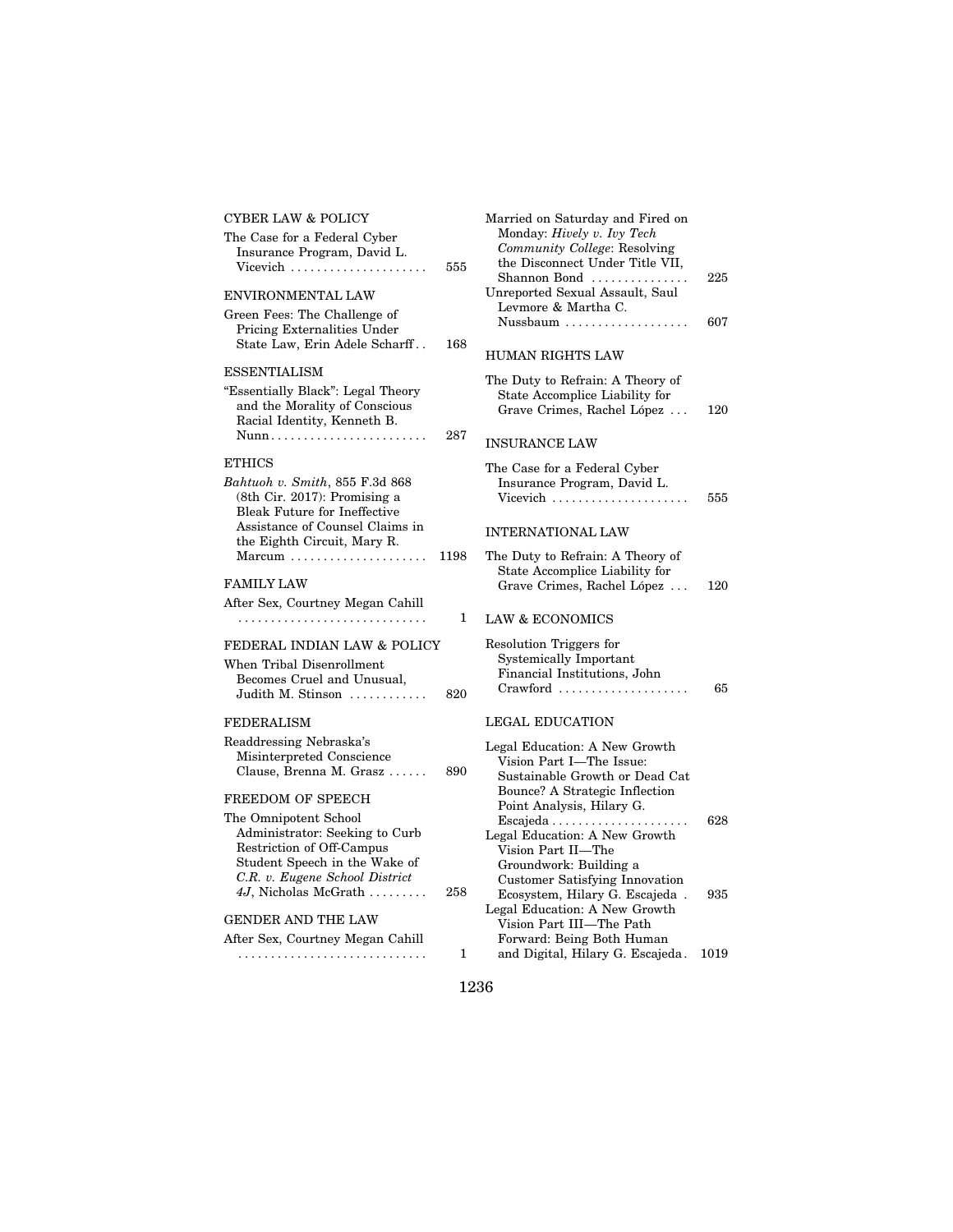## CYBER LAW & POLICY

The Case for a Federal Cyber Insurance Program, David L. Vicevich . . . . . . . . . . . . . . . . . . . . . 555

## ENVIRONMENTAL LAW

Green Fees: The Challenge of Pricing Externalities Under State Law, Erin Adele Scharff . . 168

## ESSENTIALISM

"Essentially Black": Legal Theory and the Morality of Conscious Racial Identity, Kenneth B. Nunn . . . . . . . . . . . . . . . . . . . . . . . . 287

## ETHICS

*Bahtuoh v. Smith*, 855 F.3d 868 (8th Cir. 2017): Promising a Bleak Future for Ineffective Assistance of Counsel Claims in the Eighth Circuit, Mary R. Marcum . . . . . . . . . . . . . . . . . . . . . 1198

## FAMILY LAW

After Sex, Courtney Megan Cahill . . . . . . . . . . . . . . . . . . . . . . . . . . . . 1

## FEDERAL INDIAN LAW & POLICY

When Tribal Disenrollment Becomes Cruel and Unusual, Judith M. Stinson . . . . . . . . . . . . 820

## FEDERALISM

Readdressing Nebraska's Misinterpreted Conscience Clause, Brenna M. Grasz . . . . . . 890

## FREEDOM OF SPEECH

The Omnipotent School Administrator: Seeking to Curb Restriction of Off-Campus Student Speech in the Wake of *C.R. v. Eugene School District 4J*, Nicholas McGrath . . . . . . . . . 258

## GENDER AND THE LAW

After Sex, Courtney Megan Cahill . . . . . . . . . . . . . . . . . . . . . . . . . . . . 1

Married on Saturday and Fired on Monday: *Hively v. Ivy Tech Community College*: Resolving the Disconnect Under Title VII, Shannon Bond . . . . . . . . . . . . . . . 225

Unreported Sexual Assault, Saul Levmore & Martha C. Nussbaum . . . . . . . . . . . . . . . . . . 607

## HUMAN RIGHTS LAW

The Duty to Refrain: A Theory of State Accomplice Liability for Grave Crimes, Rachel López . . . 120

## INSURANCE LAW

The Case for a Federal Cyber Insurance Program, David L. Vicevich . . . . . . . . . . . . . . . . . . . . . 555

## INTERNATIONAL LAW

The Duty to Refrain: A Theory of State Accomplice Liability for Grave Crimes, Rachel López . . . 120

## LAW & ECONOMICS

Resolution Triggers for Systemically Important Financial Institutions, John Crawford . . . . . . . . . . . . . . . . . . . . 65

## LEGAL EDUCATION

Legal Education: A New Growth Vision Part I—The Issue: Sustainable Growth or Dead Cat Bounce? A Strategic Inflection Point Analysis, Hilary G. Escajeda . . . . . . . . . . . . . . . . . . . . . 628

Legal Education: A New Growth Vision Part II—The Groundwork: Building a Customer Satisfying Innovation Ecosystem, Hilary G. Escajeda . 935

Legal Education: A New Growth Vision Part III—The Path Forward: Being Both Human and Digital, Hilary G. Escajeda . 1019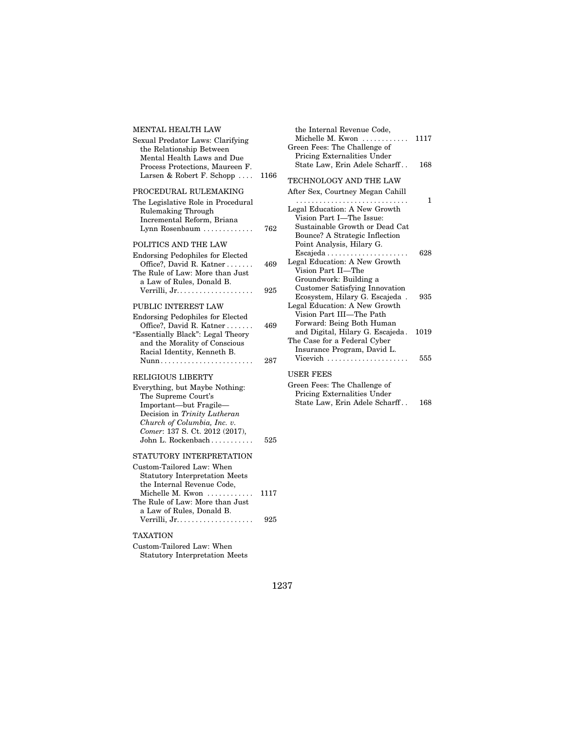MENTAL HEALTH LAW

Sexual Predator Laws: Clarifying the Relationship Between Mental Health Laws and Due Process Protections, Maureen F. Larsen & Robert F. Schopp .... 1166

PROCEDURAL RULEMAKING

The Legislative Role in Procedural Rulemaking Through Incremental Reform, Briana Lynn Rosenbaum ............. 762

POLITICS AND THE LAW

Endorsing Pedophiles for Elected Office?, David R. Katner ....... 469

The Rule of Law: More than Just a Law of Rules, Donald B. Verrilli, Jr.................... 925

PUBLIC INTEREST LAW

Endorsing Pedophiles for Elected Office?, David R. Katner ....... 469

"Essentially Black": Legal Theory and the Morality of Conscious Racial Identity, Kenneth B. Nunn........................ 287

RELIGIOUS LIBERTY

Everything, but Maybe Nothing: The Supreme Court's Important—but Fragile—Decision in *Trinity Lutheran Church of Columbia, Inc. v. Comer*: 137 S. Ct. 2012 (2017), John L. Rockenbach........... 525

STATUTORY INTERPRETATION

Custom-Tailored Law: When Statutory Interpretation Meets the Internal Revenue Code, Michelle M. Kwon ............ 1117

The Rule of Law: More than Just a Law of Rules, Donald B. Verrilli, Jr.................... 925

TAXATION

Custom-Tailored Law: When Statutory Interpretation Meets the Internal Revenue Code, Michelle M. Kwon ............ 1117

Green Fees: The Challenge of Pricing Externalities Under State Law, Erin Adele Scharff.. 168

TECHNOLOGY AND THE LAW

After Sex, Courtney Megan Cahill ............................. 1

Legal Education: A New Growth Vision Part I—The Issue: Sustainable Growth or Dead Cat Bounce? A Strategic Inflection Point Analysis, Hilary G. Escajeda..................... 628

Legal Education: A New Growth Vision Part II—The Groundwork: Building a Customer Satisfying Innovation Ecosystem, Hilary G. Escajeda . 935

Legal Education: A New Growth Vision Part III—The Path Forward: Being Both Human and Digital, Hilary G. Escajeda. 1019

The Case for a Federal Cyber Insurance Program, David L. Vicevich ..................... 555

USER FEES

Green Fees: The Challenge of Pricing Externalities Under State Law, Erin Adele Scharff.. 168